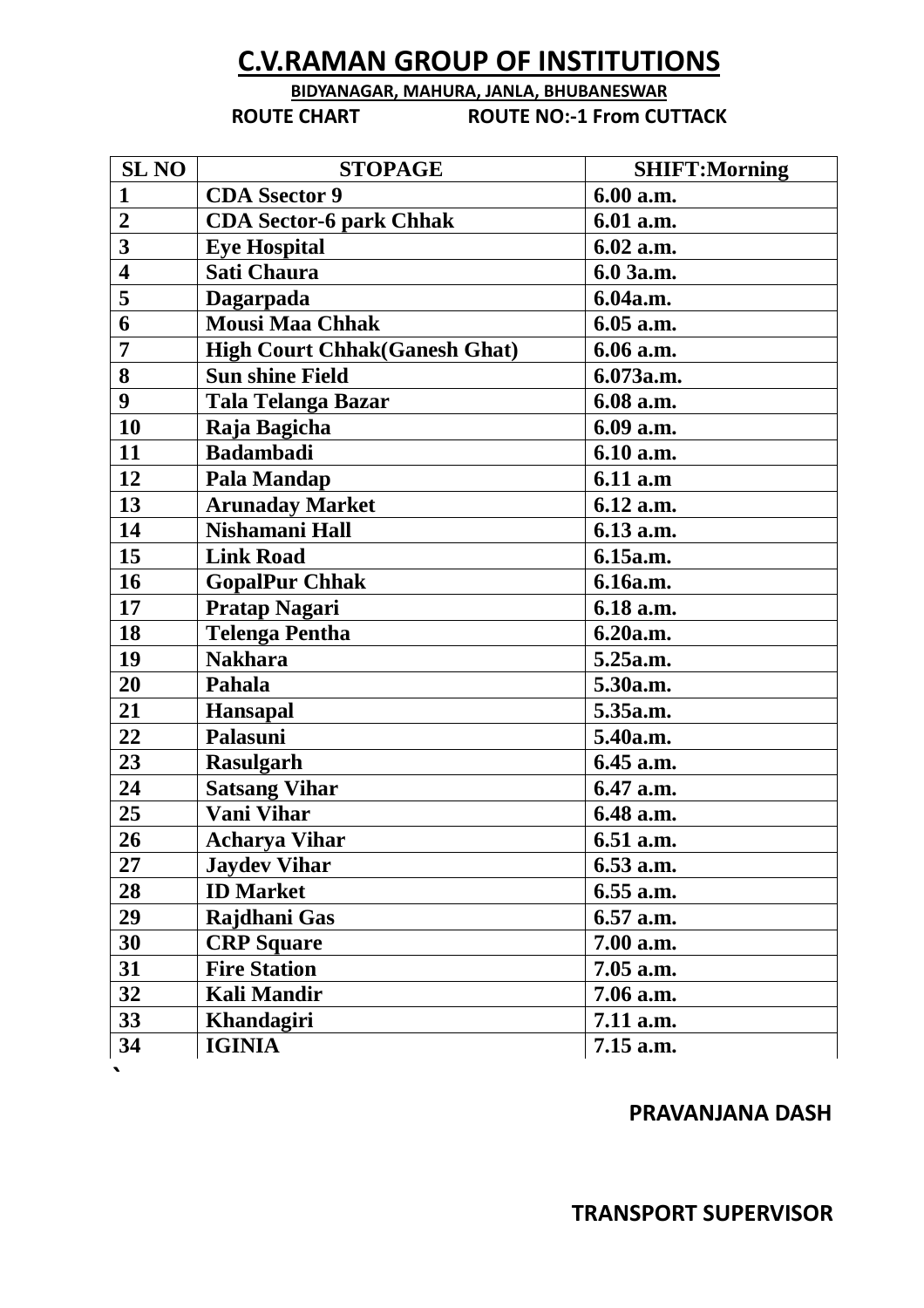# C.V.RAMAN GROUP OF INSTITUTIONS

**BIDYANAGAR, MAHURA, JANLA, BHUBANESWAR**

**ROUTE CHART ROUTE NO:-1 From CUTTACK**

| SL NO | STOPAGE | SHIFT:Morning |
|---|---|---|
| 1 | CDA Ssector 9 | 6.00 a.m. |
| 2 | CDA Sector-6 park Chhak | 6.01 a.m. |
| 3 | Eye Hospital | 6.02 a.m. |
| 4 | Sati Chaura | 6.0 3a.m. |
| 5 | Dagarpada | 6.04a.m. |
| 6 | Mousi Maa Chhak | 6.05 a.m. |
| 7 | High Court Chhak(Ganesh Ghat) | 6.06 a.m. |
| 8 | Sun shine Field | 6.073a.m. |
| 9 | Tala Telanga Bazar | 6.08 a.m. |
| 10 | Raja Bagicha | 6.09 a.m. |
| 11 | Badambadi | 6.10 a.m. |
| 12 | Pala Mandap | 6.11 a.m |
| 13 | Arunaday Market | 6.12 a.m. |
| 14 | Nishamani Hall | 6.13 a.m. |
| 15 | Link Road | 6.15a.m. |
| 16 | GopalPur Chhak | 6.16a.m. |
| 17 | Pratap Nagari | 6.18 a.m. |
| 18 | Telenga Pentha | 6.20a.m. |
| 19 | Nakhara | 5.25a.m. |
| 20 | Pahala | 5.30a.m. |
| 21 | Hansapal | 5.35a.m. |
| 22 | Palasuni | 5.40a.m. |
| 23 | Rasulgarh | 6.45 a.m. |
| 24 | Satsang Vihar | 6.47 a.m. |
| 25 | Vani Vihar | 6.48 a.m. |
| 26 | Acharya Vihar | 6.51 a.m. |
| 27 | Jaydev Vihar | 6.53 a.m. |
| 28 | ID Market | 6.55 a.m. |
| 29 | Rajdhani Gas | 6.57 a.m. |
| 30 | CRP Square | 7.00 a.m. |
| 31 | Fire Station | 7.05 a.m. |
| 32 | Kali Mandir | 7.06 a.m. |
| 33 | Khandagiri | 7.11 a.m. |
| 34 | IGINIA | 7.15 a.m. |

**PRAVANJANA DASH**

**TRANSPORT SUPERVISOR**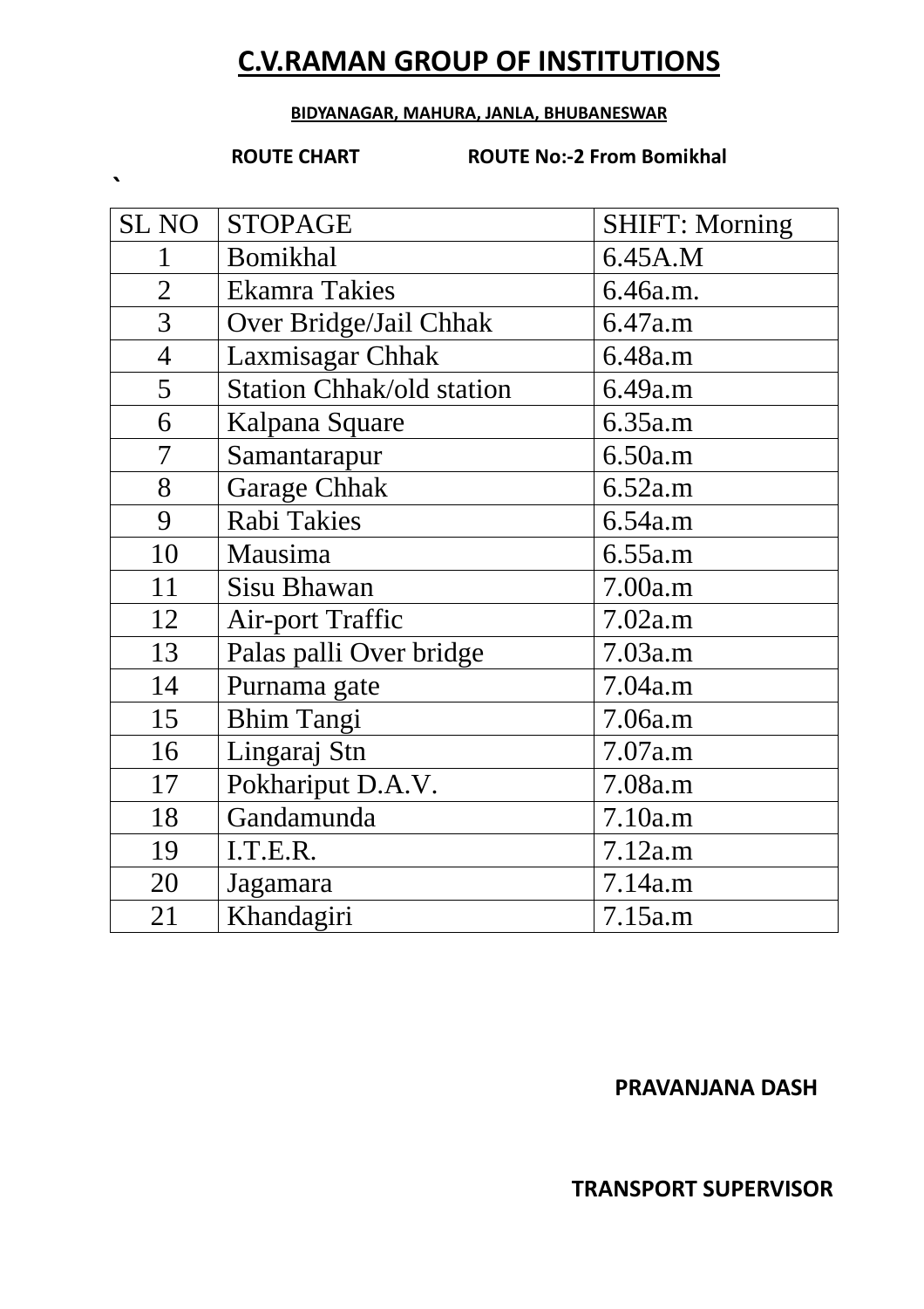# C.V.RAMAN GROUP OF INSTITUTIONS

**BIDYANAGAR, MAHURA, JANLA, BHUBANESWAR**

**ROUTE CHART ROUTE No:-2 From Bomikhal**

`

| SL NO | STOPAGE | SHIFT: Morning |
|---|---|---|
| 1 | Bomikhal | 6.45A.M |
| 2 | Ekamra Takies | 6.46a.m. |
| 3 | Over Bridge/Jail Chhak | 6.47a.m |
| 4 | Laxmisagar Chhak | 6.48a.m |
| 5 | Station Chhak/old station | 6.49a.m |
| 6 | Kalpana Square | 6.35a.m |
| 7 | Samantarapur | 6.50a.m |
| 8 | Garage Chhak | 6.52a.m |
| 9 | Rabi Takies | 6.54a.m |
| 10 | Mausima | 6.55a.m |
| 11 | Sisu Bhawan | 7.00a.m |
| 12 | Air-port Traffic | 7.02a.m |
| 13 | Palas palli Over bridge | 7.03a.m |
| 14 | Purnama gate | 7.04a.m |
| 15 | Bhim Tangi | 7.06a.m |
| 16 | Lingaraj Stn | 7.07a.m |
| 17 | Pokhariput D.A.V. | 7.08a.m |
| 18 | Gandamunda | 7.10a.m |
| 19 | I.T.E.R. | 7.12a.m |
| 20 | Jagamara | 7.14a.m |
| 21 | Khandagiri | 7.15a.m |

**PRAVANJANA DASH**

**TRANSPORT SUPERVISOR**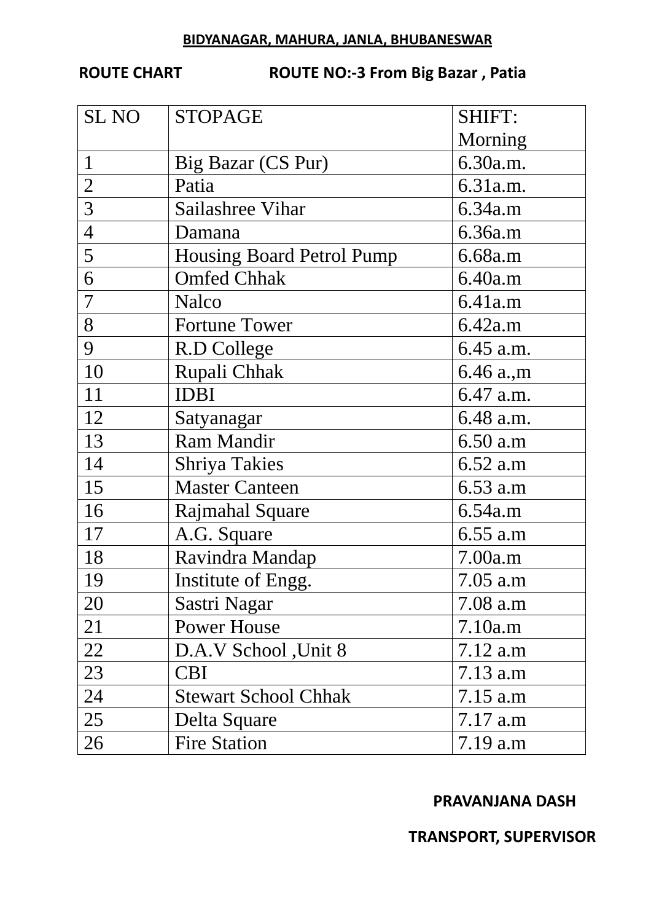**BIDYANAGAR, MAHURA, JANLA, BHUBANESWAR**

**ROUTE CHART ROUTE NO:-3 From Big Bazar , Patia**

| SL NO | STOPAGE | SHIFT: Morning |
|---|---|---|
| 1 | Big Bazar (CS Pur) | 6.30a.m. |
| 2 | Patia | 6.31a.m. |
| 3 | Sailashree Vihar | 6.34a.m |
| 4 | Damana | 6.36a.m |
| 5 | Housing Board Petrol Pump | 6.68a.m |
| 6 | Omfed Chhak | 6.40a.m |
| 7 | Nalco | 6.41a.m |
| 8 | Fortune Tower | 6.42a.m |
| 9 | R.D College | 6.45 a.m. |
| 10 | Rupali Chhak | 6.46 a.,m |
| 11 | IDBI | 6.47 a.m. |
| 12 | Satyanagar | 6.48 a.m. |
| 13 | Ram Mandir | 6.50 a.m |
| 14 | Shriya Takies | 6.52 a.m |
| 15 | Master Canteen | 6.53 a.m |
| 16 | Rajmahal Square | 6.54a.m |
| 17 | A.G. Square | 6.55 a.m |
| 18 | Ravindra Mandap | 7.00a.m |
| 19 | Institute of Engg. | 7.05 a.m |
| 20 | Sastri Nagar | 7.08 a.m |
| 21 | Power House | 7.10a.m |
| 22 | D.A.V School ,Unit 8 | 7.12 a.m |
| 23 | CBI | 7.13 a.m |
| 24 | Stewart School Chhak | 7.15 a.m |
| 25 | Delta Square | 7.17 a.m |
| 26 | Fire Station | 7.19 a.m |

**PRAVANJANA DASH**

**TRANSPORT, SUPERVISOR**